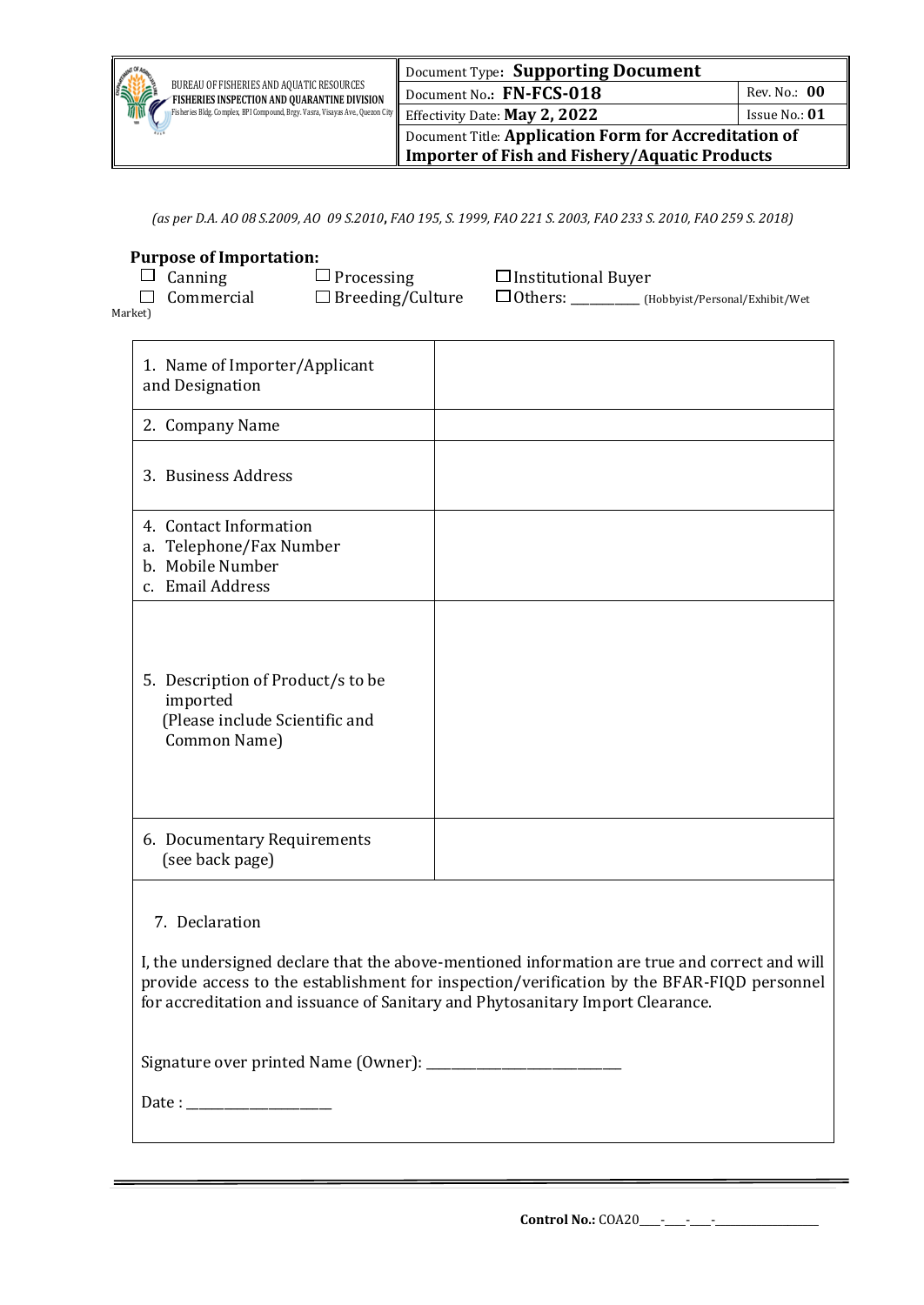| BUREAU OF FISHERIES AND AQUATIC RESOURCES **FISHERIES INSPECTION AND QUARANTINE DIVISION** Fisheries Bldg. Complex, BPI Compound, Brgy. Vasra, Visayas Ave., Quezon City | Document Type: **Supporting Document** | |
|---|---|---|
| | Document No.: **FN-FCS-018** | Rev. No.: **00** |
| | Effectivity Date: **May 2, 2022** | Issue No.: **01** |
| | Document Title: **Application Form for Accreditation of Importer of Fish and Fishery/Aquatic Products** | |

*(as per D.A. AO 08 S.2009, AO 09 S.2010, FAO 195, S. 1999, FAO 221 S. 2003, FAO 233 S. 2010, FAO 259 S. 2018)*

**Purpose of Importation:**

☐ Canning ☐ Processing ☐ Institutional Buyer

☐ Commercial ☐ Breeding/Culture ☐ Others: __________ (Hobbyist/Personal/Exhibit/Wet Market)

| | |
|---|---|
| 1. Name of Importer/Applicant and Designation | |
| 2. Company Name | |
| 3. Business Address | |
| 4. Contact Information<br>a. Telephone/Fax Number<br>b. Mobile Number<br>c. Email Address | |
| 5. Description of Product/s to be imported (Please include Scientific and Common Name) | |
| 6. Documentary Requirements (see back page) | |

7. Declaration

I, the undersigned declare that the above-mentioned information are true and correct and will provide access to the establishment for inspection/verification by the BFAR-FIQD personnel for accreditation and issuance of Sanitary and Phytosanitary Import Clearance.

Signature over printed Name (Owner): ____________________________

Date : ____________________

**Control No.:** COA20____-____-____-__________________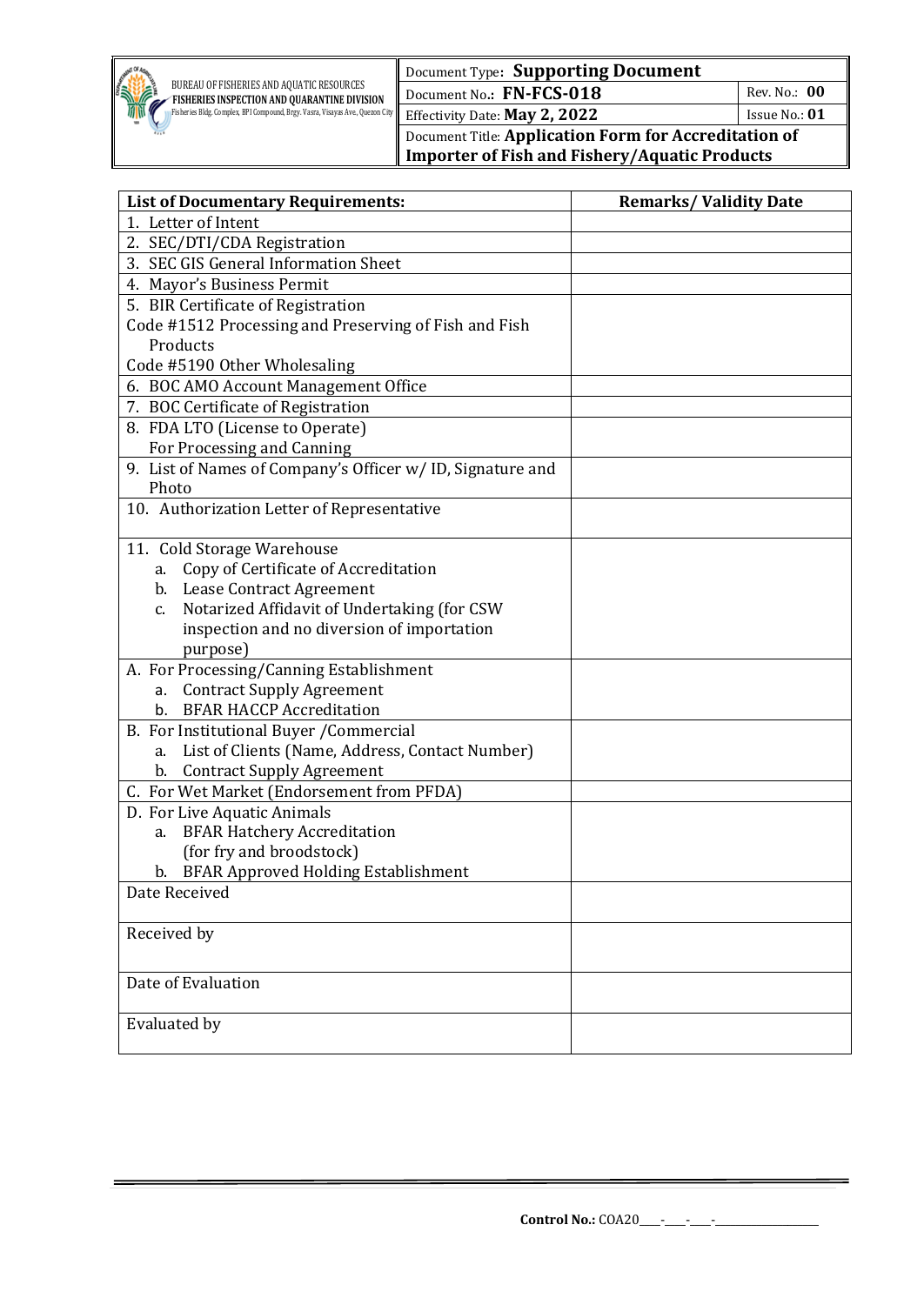| | | | |
|---|---|---|---|
| BUREAU OF FISHERIES AND AQUATIC RESOURCES<br>**FISHERIES INSPECTION AND QUARANTINE DIVISION**<br>Fisheries Bldg. Complex, BPI Compound, Brgy. Vasra, Visayas Ave., Quezon City | Document Type: **Supporting Document** | | |
| | Document No.: **FN-FCS-018** | Rev. No.: **00** | |
| | Effectivity Date: **May 2, 2022** | Issue No.: **01** | |
| | Document Title: **Application Form for Accreditation of Importer of Fish and Fishery/Aquatic Products** | | |

| List of Documentary Requirements: | Remarks/ Validity Date |
|---|---|
| 1. Letter of Intent | |
| 2. SEC/DTI/CDA Registration | |
| 3. SEC GIS General Information Sheet | |
| 4. Mayor's Business Permit | |
| 5. BIR Certificate of Registration<br>Code #1512 Processing and Preserving of Fish and Fish Products<br>Code #5190 Other Wholesaling | |
| 6. BOC AMO Account Management Office | |
| 7. BOC Certificate of Registration | |
| 8. FDA LTO (License to Operate)<br>For Processing and Canning | |
| 9. List of Names of Company's Officer w/ ID, Signature and Photo | |
| 10. Authorization Letter of Representative | |
| 11. Cold Storage Warehouse<br>a. Copy of Certificate of Accreditation<br>b. Lease Contract Agreement<br>c. Notarized Affidavit of Undertaking (for CSW inspection and no diversion of importation purpose) | |
| A. For Processing/Canning Establishment<br>a. Contract Supply Agreement<br>b. BFAR HACCP Accreditation | |
| B. For Institutional Buyer /Commercial<br>a. List of Clients (Name, Address, Contact Number)<br>b. Contract Supply Agreement | |
| C. For Wet Market (Endorsement from PFDA) | |
| D. For Live Aquatic Animals<br>a. BFAR Hatchery Accreditation (for fry and broodstock)<br>b. BFAR Approved Holding Establishment | |
| Date Received | |
| Received by | |
| Date of Evaluation | |
| Evaluated by | |

**Control No.:** COA20\_\_\_\_-\_\_\_\_-\_\_\_\_-\_\_\_\_\_\_\_\_\_\_\_\_\_\_\_\_\_\_\_\_